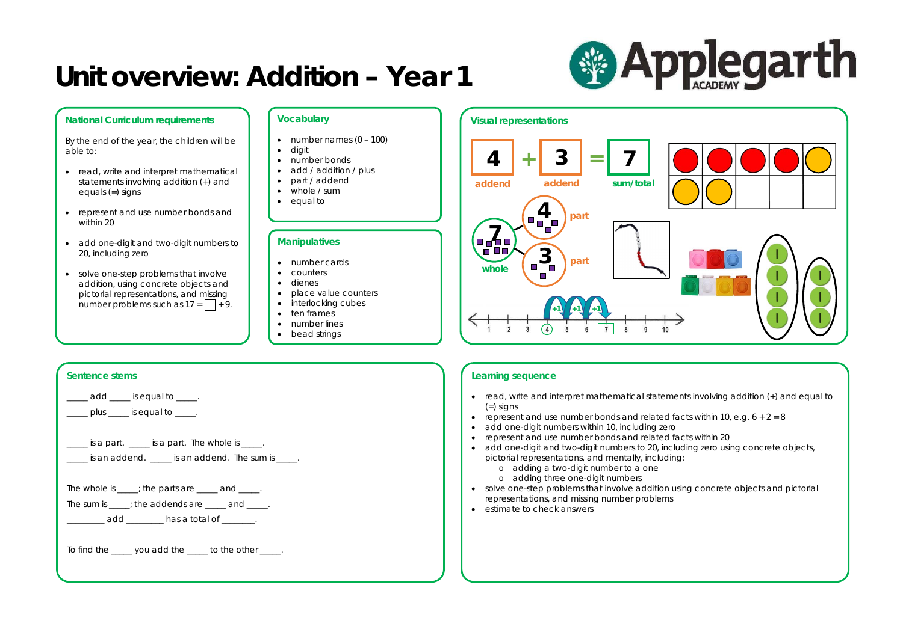# Unit overview: Addition – Year 1

Applegarth ACADEMY

## National Curriculum requirements

By the end of the year, the children will be able to:

- read, write and interpret mathematical statements involving addition (+) and equals (=) signs
- represent and use number bonds and within 20
- add one-digit and two-digit numbers to 20, including zero
- solve one-step problems that involve addition, using concrete objects and pictorial representations, and missing number problems such as 17 = ☐ + 9.

## Vocabulary

- number names (0 – 100)
- digit
- number bonds
- add / addition / plus
- part / addend
- whole / sum
- equal to

## Manipulatives

- number cards
- counters
- dienes
- place value counters
- interlocking cubes
- ten frames
- number lines
- bead strings

## Visual representations

4 + 3 = 7

addend, addend, sum/total

7 whole; 4 part; 3 part

+1 +1 +1

1 2 3 4 5 6 7 8 9 10

## Sentence stems

_____ add _____ is equal to _____.

_____ plus _____ is equal to _____.

_____ is a part. _____ is a part. The whole is _____.

_____ is an addend. _____ is an addend. The sum is _____.

The whole is _____; the parts are _____ and _____.

The sum is _____; the addends are _____ and _____.

________ add ________ has a total of _______.

To find the _____ you add the _____ to the other _____.

## Learning sequence

- read, write and interpret mathematical statements involving addition (+) and equal to (=) signs
- represent and use number bonds and related facts within 10, e.g. 6 + 2 = 8
- add one-digit numbers within 10, including zero
- represent and use number bonds and related facts within 20
- add one-digit and two-digit numbers to 20, including zero using concrete objects, pictorial representations, and mentally, including:
  - adding a two-digit number to a one
  - adding three one-digit numbers
- solve one-step problems that involve addition using concrete objects and pictorial representations, and missing number problems
- estimate to check answers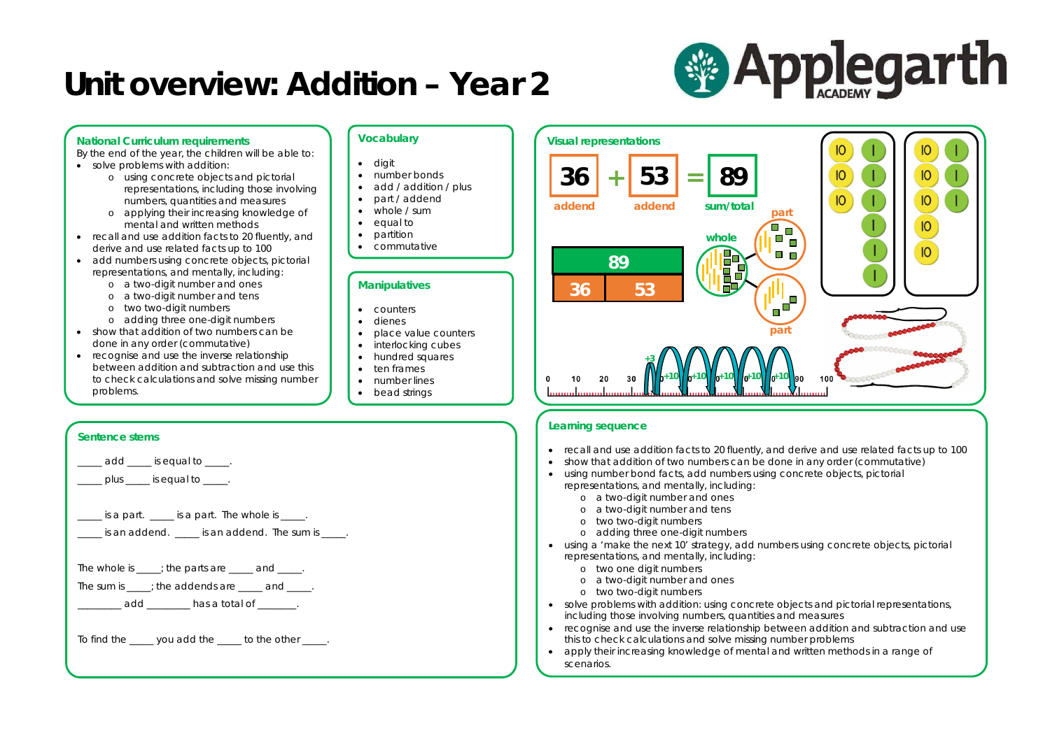# Unit overview: Addition – Year 2

Applegarth ACADEMY

## National Curriculum requirements

By the end of the year, the children will be able to:

- solve problems with addition:
  - using concrete objects and pictorial representations, including those involving numbers, quantities and measures
  - applying their increasing knowledge of mental and written methods
- recall and use addition facts to 20 fluently, and derive and use related facts up to 100
- add numbers using concrete objects, pictorial representations, and mentally, including:
  - a two-digit number and ones
  - a two-digit number and tens
  - two two-digit numbers
  - adding three one-digit numbers
- show that addition of two numbers can be done in any order (commutative)
- recognise and use the inverse relationship between addition and subtraction and use this to check calculations and solve missing number problems.

## Vocabulary

- digit
- number bonds
- add / addition / plus
- part / addend
- whole / sum
- equal to
- partition
- commutative

## Manipulatives

- counters
- dienes
- place value counters
- interlocking cubes
- hundred squares
- ten frames
- number lines
- bead strings

## Visual representations

36 + 53 = 89

addend, addend, sum/total

89 | 36 | 53

whole, part, part

0 10 20 30 +3 +10 +10 +10 +10 +10 90 100

## Sentence stems

_____ add _____ is equal to _____.

_____ plus _____ is equal to _____.

_____ is a part. _____ is a part. The whole is _____.

_____ is an addend. _____ is an addend. The sum is _____.

The whole is _____; the parts are _____ and _____.

The sum is _____; the addends are _____ and _____.

________ add ________ has a total of _______.

To find the _____ you add the _____ to the other _____.

## Learning sequence

- recall and use addition facts to 20 fluently, and derive and use related facts up to 100
- show that addition of two numbers can be done in any order (commutative)
- using number bond facts, add numbers using concrete objects, pictorial representations, and mentally, including:
  - a two-digit number and ones
  - a two-digit number and tens
  - two two-digit numbers
  - adding three one-digit numbers
- using a 'make the next 10' strategy, add numbers using concrete objects, pictorial representations, and mentally, including:
  - two one digit numbers
  - a two-digit number and ones
  - two two-digit numbers
- solve problems with addition: using concrete objects and pictorial representations, including those involving numbers, quantities and measures
- recognise and use the inverse relationship between addition and subtraction and use this to check calculations and solve missing number problems
- apply their increasing knowledge of mental and written methods in a range of scenarios.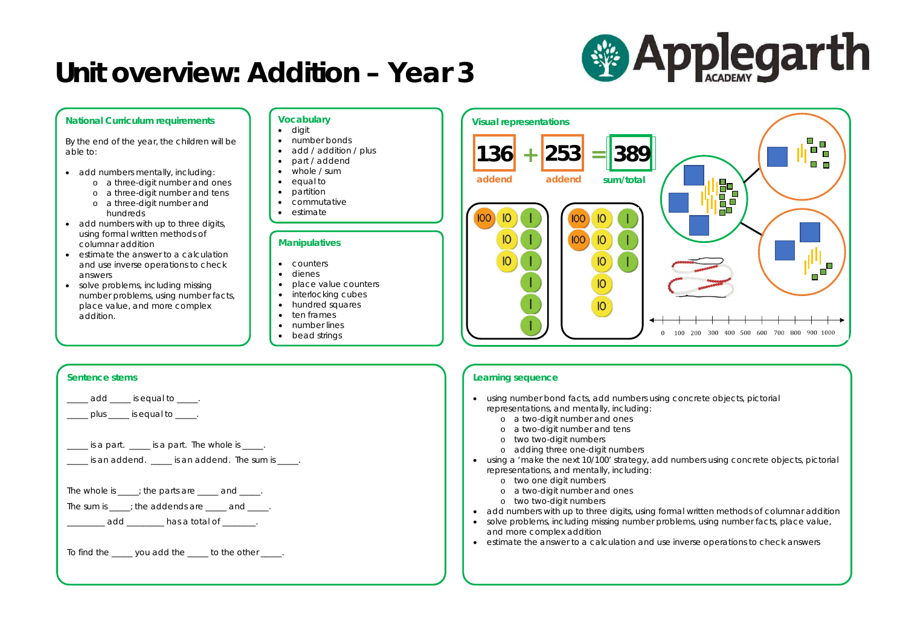# Unit overview: Addition – Year 3

## National Curriculum requirements

By the end of the year, the children will be able to:

- add numbers mentally, including:
  - a three-digit number and ones
  - a three-digit number and tens
  - a three-digit number and hundreds
- add numbers with up to three digits, using formal written methods of columnar addition
- estimate the answer to a calculation and use inverse operations to check answers
- solve problems, including missing number problems, using number facts, place value, and more complex addition.

## Vocabulary

- digit
- number bonds
- add / addition / plus
- part / addend
- whole / sum
- equal to
- partition
- commutative
- estimate

## Manipulatives

- counters
- dienes
- place value counters
- interlocking cubes
- hundred squares
- ten frames
- number lines
- bead strings

## Visual representations

136 + 253 = 389

addend, addend, sum/total

0 100 200 300 400 500 600 700 800 900 1000

## Sentence stems

_____ add _____ is equal to _____.

_____ plus _____ is equal to _____.

_____ is a part. _____ is a part. The whole is _____.

_____ is an addend. _____ is an addend. The sum is _____.

The whole is _____; the parts are _____ and _____.

The sum is _____; the addends are _____ and _____.

________ add ________ has a total of _______.

To find the _____ you add the _____ to the other _____.

## Learning sequence

- using number bond facts, add numbers using concrete objects, pictorial representations, and mentally, including:
  - a two-digit number and ones
  - a two-digit number and tens
  - two two-digit numbers
  - adding three one-digit numbers
- using a 'make the next 10/100' strategy, add numbers using concrete objects, pictorial representations, and mentally, including:
  - two one digit numbers
  - a two-digit number and ones
  - two two-digit numbers
- add numbers with up to three digits, using formal written methods of columnar addition
- solve problems, including missing number problems, using number facts, place value, and more complex addition
- estimate the answer to a calculation and use inverse operations to check answers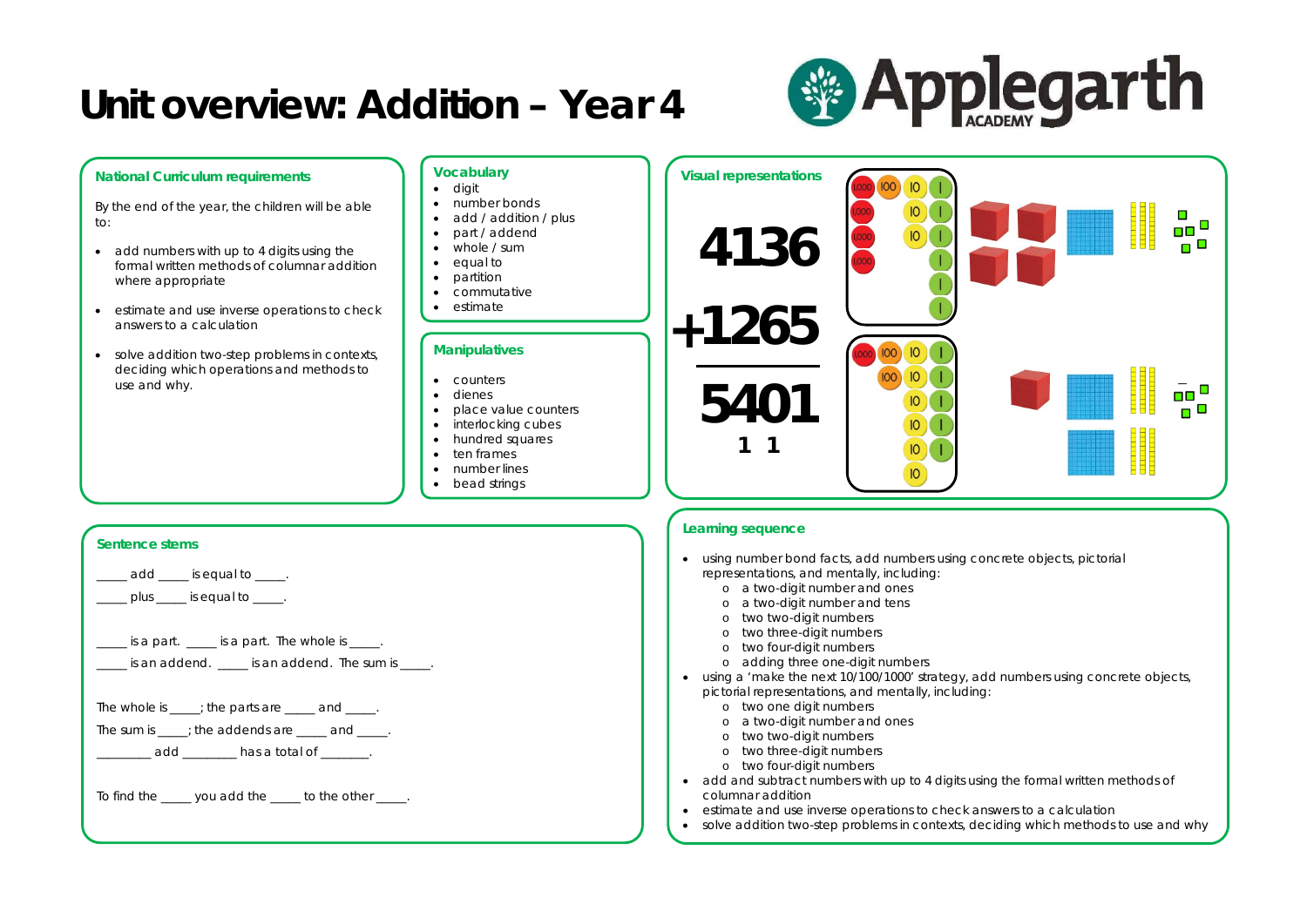# Unit overview: Addition – Year 4

Applegarth ACADEMY

## National Curriculum requirements

By the end of the year, the children will be able to:

- add numbers with up to 4 digits using the formal written methods of columnar addition where appropriate
- estimate and use inverse operations to check answers to a calculation
- solve addition two-step problems in contexts, deciding which operations and methods to use and why.

## Vocabulary

- digit
- number bonds
- add / addition / plus
- part / addend
- whole / sum
- equal to
- partition
- commutative
- estimate

## Manipulatives

- counters
- dienes
- place value counters
- interlocking cubes
- hundred squares
- ten frames
- number lines
- bead strings

## Visual representations

```
 4136
+1265
-----
 5401
  1 1
```

## Sentence stems

_____ add _____ is equal to _____.

_____ plus _____ is equal to _____.

_____ is a part. _____ is a part. The whole is _____.

_____ is an addend. _____ is an addend. The sum is _____.

The whole is _____; the parts are _____ and _____.

The sum is _____; the addends are _____ and _____.

________ add ________ has a total of _______.

To find the _____ you add the _____ to the other _____.

## Learning sequence

- using number bond facts, add numbers using concrete objects, pictorial representations, and mentally, including:
  - a two-digit number and ones
  - a two-digit number and tens
  - two two-digit numbers
  - two three-digit numbers
  - two four-digit numbers
  - adding three one-digit numbers
- using a 'make the next 10/100/1000' strategy, add numbers using concrete objects, pictorial representations, and mentally, including:
  - two one digit numbers
  - a two-digit number and ones
  - two two-digit numbers
  - two three-digit numbers
  - two four-digit numbers
- add and subtract numbers with up to 4 digits using the formal written methods of columnar addition
- estimate and use inverse operations to check answers to a calculation
- solve addition two-step problems in contexts, deciding which methods to use and why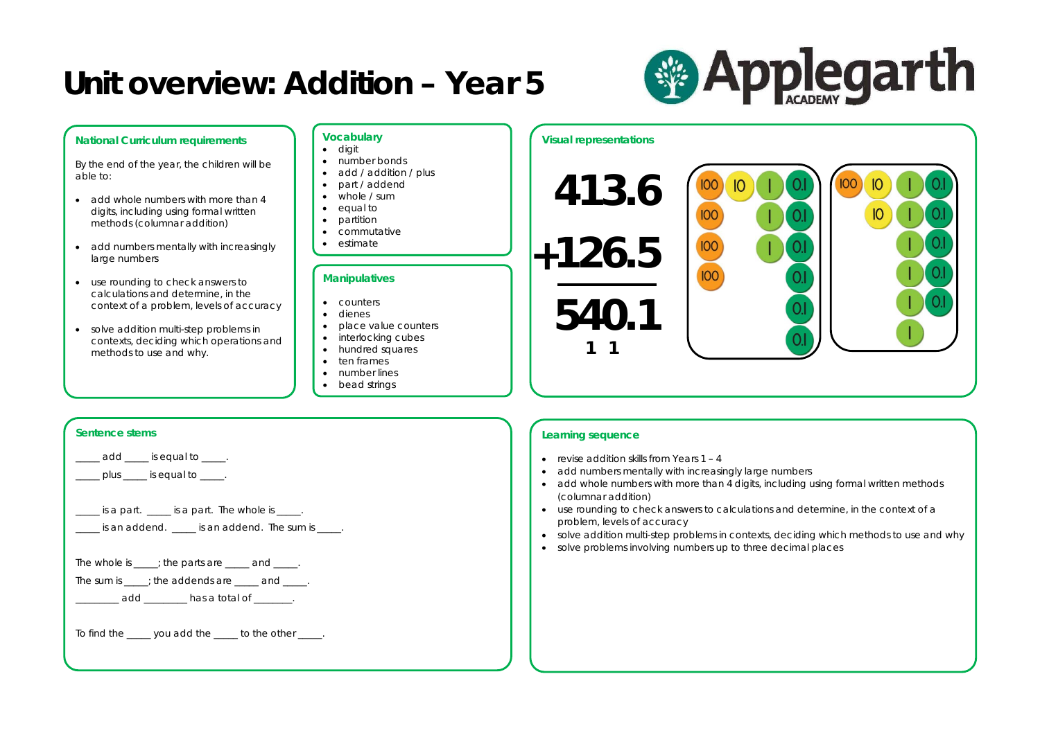# Unit overview: Addition – Year 5

Applegarth ACADEMY

## National Curriculum requirements

By the end of the year, the children will be able to:

- add whole numbers with more than 4 digits, including using formal written methods (columnar addition)
- add numbers mentally with increasingly large numbers
- use rounding to check answers to calculations and determine, in the context of a problem, levels of accuracy
- solve addition multi-step problems in contexts, deciding which operations and methods to use and why.

## Vocabulary

- digit
- number bonds
- add / addition / plus
- part / addend
- whole / sum
- equal to
- partition
- commutative
- estimate

## Manipulatives

- counters
- dienes
- place value counters
- interlocking cubes
- hundred squares
- ten frames
- number lines
- bead strings

## Visual representations

```
  413.6
+126.5
 ------
  540.1
   1 1
```

## Sentence stems

_____ add _____ is equal to _____.

_____ plus _____ is equal to _____.

_____ is a part. _____ is a part. The whole is _____.

_____ is an addend. _____ is an addend. The sum is _____.

The whole is _____; the parts are _____ and _____.

The sum is _____; the addends are _____ and _____.

________ add ________ has a total of ________.

To find the _____ you add the _____ to the other _____.

## Learning sequence

- revise addition skills from Years 1 – 4
- add numbers mentally with increasingly large numbers
- add whole numbers with more than 4 digits, including using formal written methods (columnar addition)
- use rounding to check answers to calculations and determine, in the context of a problem, levels of accuracy
- solve addition multi-step problems in contexts, deciding which methods to use and why
- solve problems involving numbers up to three decimal places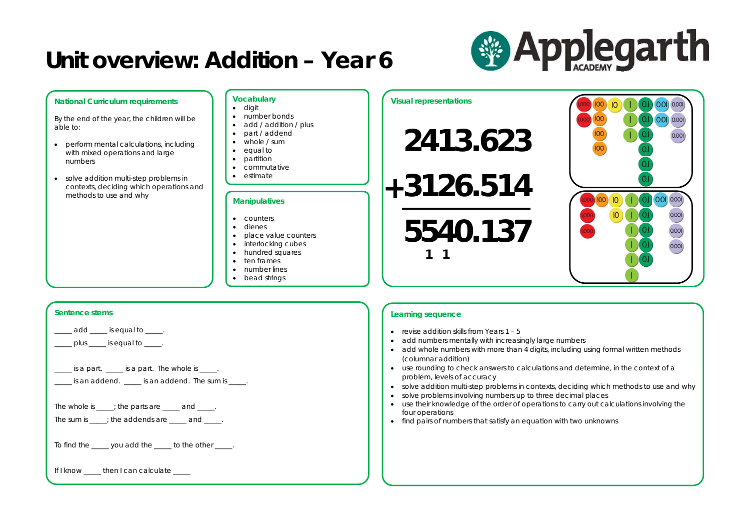# Unit overview: Addition – Year 6

Applegarth ACADEMY

## National Curriculum requirements

By the end of the year, the children will be able to:

- perform mental calculations, including with mixed operations and large numbers
- solve addition multi-step problems in contexts, deciding which operations and methods to use and why

## Vocabulary

- digit
- number bonds
- add / addition / plus
- part / addend
- whole / sum
- equal to
- partition
- commutative
- estimate

## Manipulatives

- counters
- dienes
- place value counters
- interlocking cubes
- hundred squares
- ten frames
- number lines
- bead strings

## Visual representations

2413.623
+3126.514
5540.137
1 1

## Sentence stems

_____ add _____ is equal to _____.

_____ plus _____ is equal to _____.

_____ is a part. _____ is a part. The whole is _____.

_____ is an addend. _____ is an addend. The sum is _____.

The whole is _____; the parts are _____ and _____.

The sum is _____; the addends are _____ and _____.

To find the _____ you add the _____ to the other _____.

If I know _____ then I can calculate _____

## Learning sequence

- revise addition skills from Years 1 – 5
- add numbers mentally with increasingly large numbers
- add whole numbers with more than 4 digits, including using formal written methods (columnar addition)
- use rounding to check answers to calculations and determine, in the context of a problem, levels of accuracy
- solve addition multi-step problems in contexts, deciding which methods to use and why
- solve problems involving numbers up to three decimal places
- use their knowledge of the order of operations to carry out calculations involving the four operations
- find pairs of numbers that satisfy an equation with two unknowns